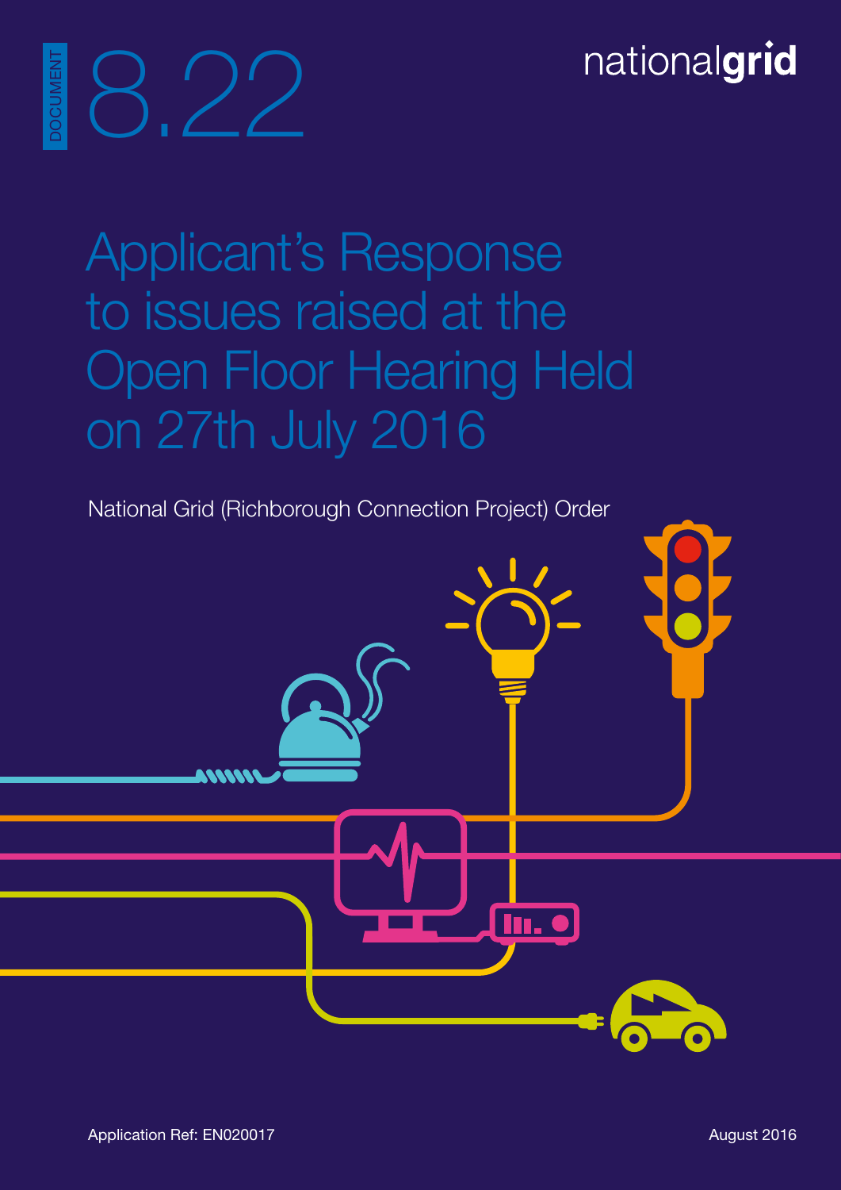DOCUMENT 8.22

nationalgrid

# Applicant's Response to issues raised at the Open Floor Hearing Held on 27th July 2016

National Grid (Richborough Connection Project) Order

Application Ref: EN020017

August 2016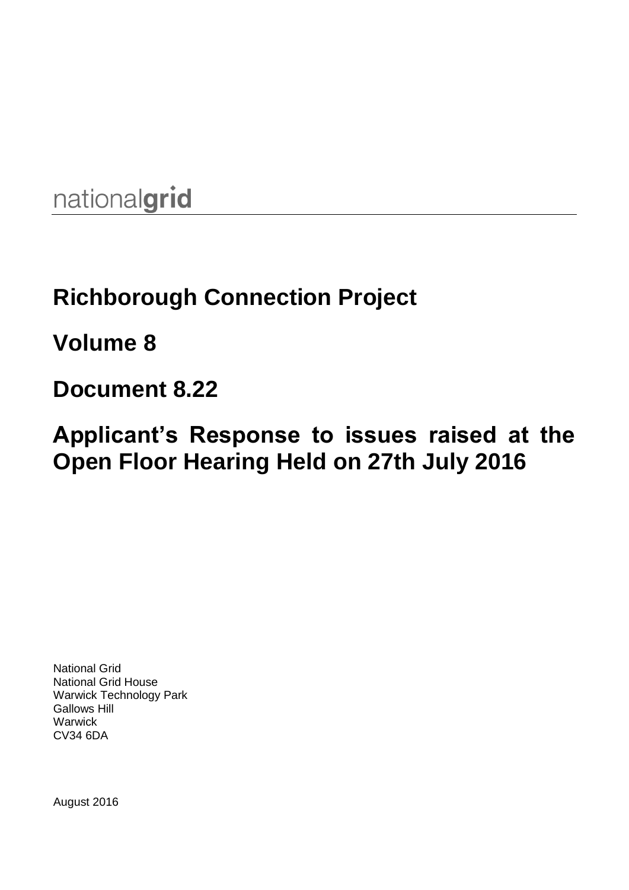nationalgrid

# Richborough Connection Project

## Volume 8

## Document 8.22

## Applicant's Response to issues raised at the Open Floor Hearing Held on 27th July 2016

National Grid
National Grid House
Warwick Technology Park
Gallows Hill
Warwick
CV34 6DA

August 2016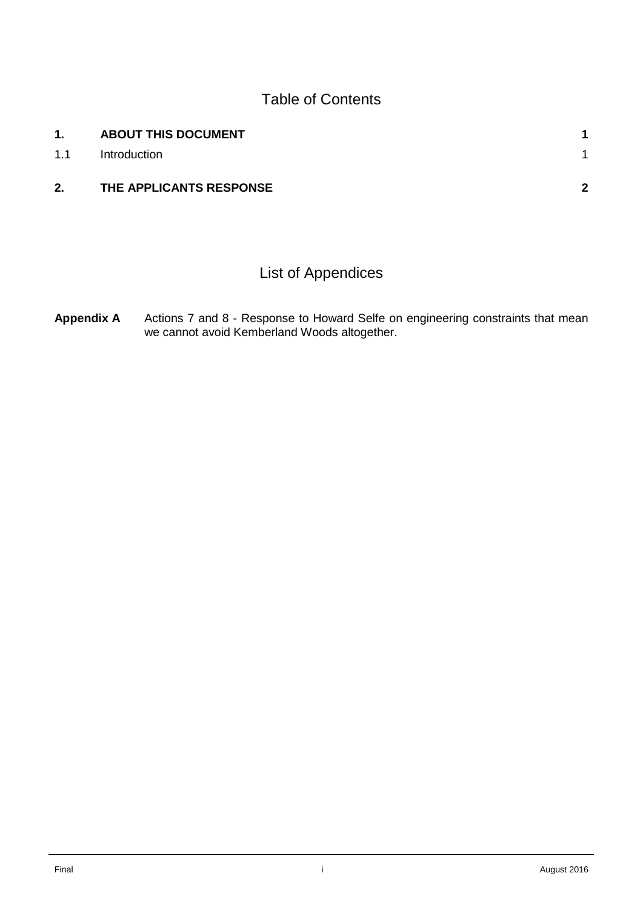# Table of Contents

| | | |
|---|---|---|
| **1.** | **ABOUT THIS DOCUMENT** | **1** |
| 1.1 | Introduction | 1 |
| **2.** | **THE APPLICANTS RESPONSE** | **2** |

# List of Appendices

**Appendix A** Actions 7 and 8 - Response to Howard Selfe on engineering constraints that mean we cannot avoid Kemberland Woods altogether.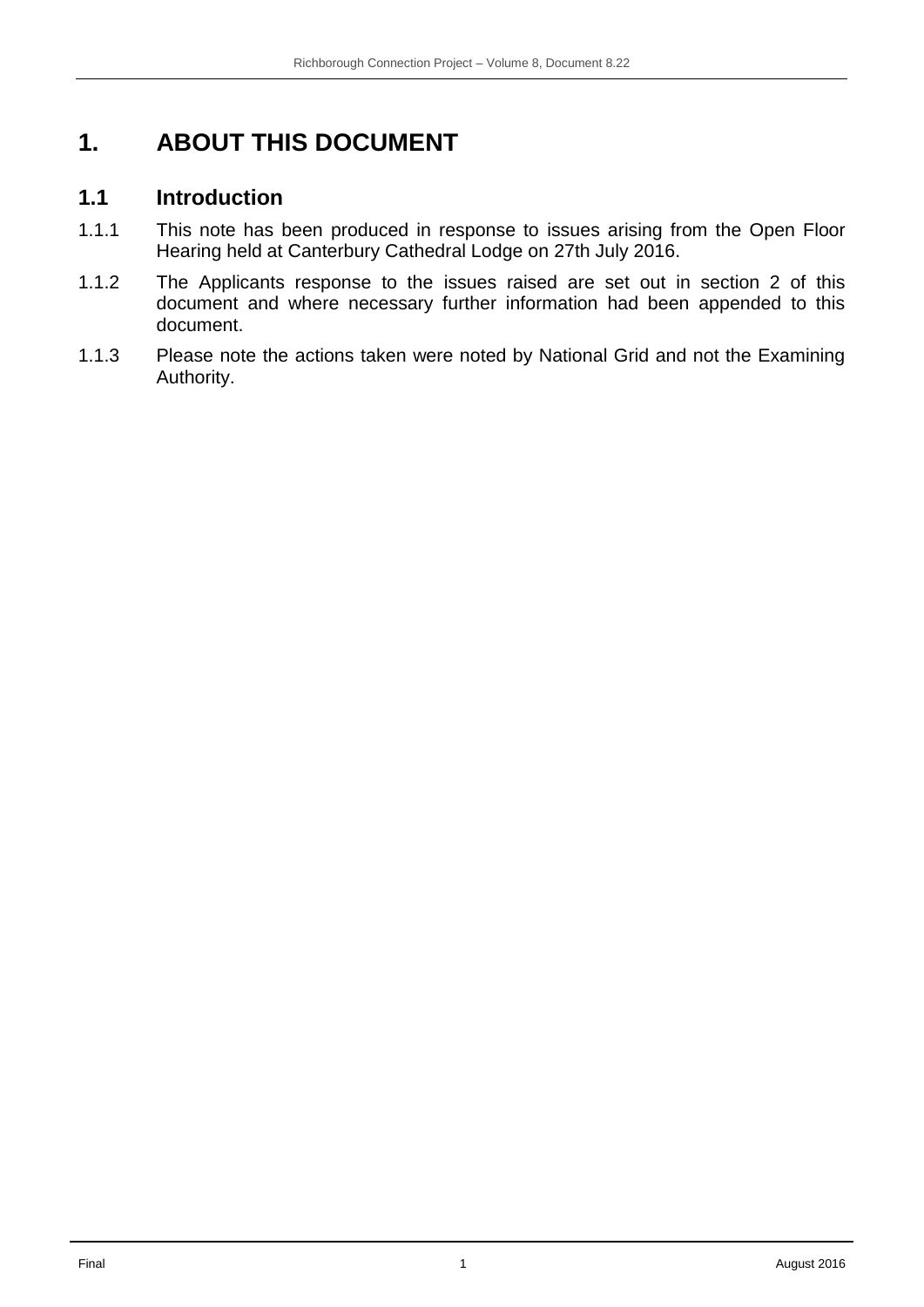# 1. ABOUT THIS DOCUMENT

## 1.1 Introduction

1.1.1 This note has been produced in response to issues arising from the Open Floor Hearing held at Canterbury Cathedral Lodge on 27th July 2016.

1.1.2 The Applicants response to the issues raised are set out in section 2 of this document and where necessary further information had been appended to this document.

1.1.3 Please note the actions taken were noted by National Grid and not the Examining Authority.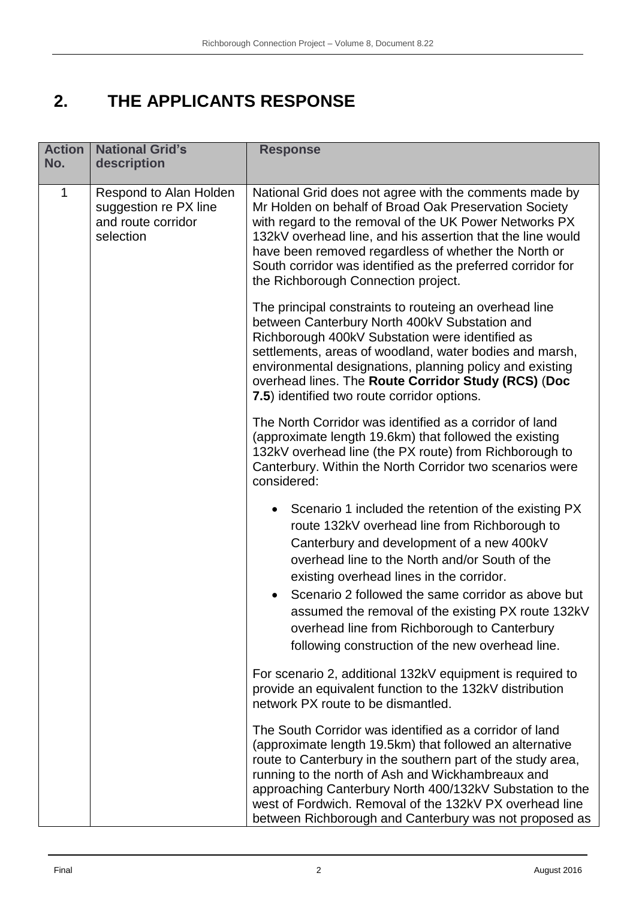# 2. THE APPLICANTS RESPONSE

| Action No. | National Grid's description | Response |
|---|---|---|
| 1 | Respond to Alan Holden suggestion re PX line and route corridor selection | National Grid does not agree with the comments made by Mr Holden on behalf of Broad Oak Preservation Society with regard to the removal of the UK Power Networks PX 132kV overhead line, and his assertion that the line would have been removed regardless of whether the North or South corridor was identified as the preferred corridor for the Richborough Connection project.<br><br>The principal constraints to routeing an overhead line between Canterbury North 400kV Substation and Richborough 400kV Substation were identified as settlements, areas of woodland, water bodies and marsh, environmental designations, planning policy and existing overhead lines. The **Route Corridor Study (RCS)** (**Doc 7.5**) identified two route corridor options.<br><br>The North Corridor was identified as a corridor of land (approximate length 19.6km) that followed the existing 132kV overhead line (the PX route) from Richborough to Canterbury. Within the North Corridor two scenarios were considered:<br><br>• Scenario 1 included the retention of the existing PX route 132kV overhead line from Richborough to Canterbury and development of a new 400kV overhead line to the North and/or South of the existing overhead lines in the corridor.<br>• Scenario 2 followed the same corridor as above but assumed the removal of the existing PX route 132kV overhead line from Richborough to Canterbury following construction of the new overhead line.<br><br>For scenario 2, additional 132kV equipment is required to provide an equivalent function to the 132kV distribution network PX route to be dismantled.<br><br>The South Corridor was identified as a corridor of land (approximate length 19.5km) that followed an alternative route to Canterbury in the southern part of the study area, running to the north of Ash and Wickhambreaux and approaching Canterbury North 400/132kV Substation to the west of Fordwich. Removal of the 132kV PX overhead line between Richborough and Canterbury was not proposed as |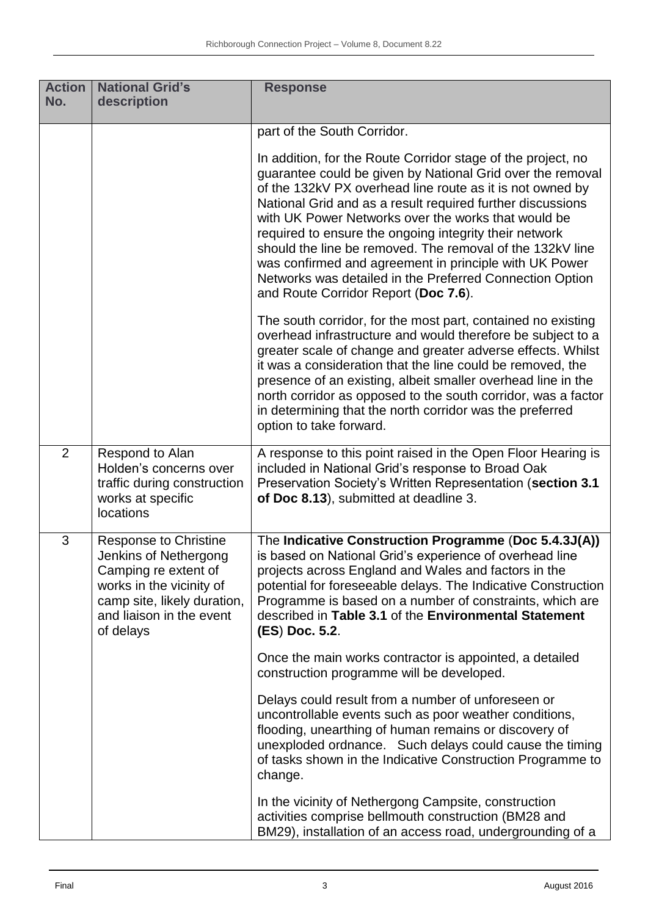| Action No. | National Grid's description | Response |
|---|---|---|
| | | part of the South Corridor.<br><br>In addition, for the Route Corridor stage of the project, no guarantee could be given by National Grid over the removal of the 132kV PX overhead line route as it is not owned by National Grid and as a result required further discussions with UK Power Networks over the works that would be required to ensure the ongoing integrity their network should the line be removed. The removal of the 132kV line was confirmed and agreement in principle with UK Power Networks was detailed in the Preferred Connection Option and Route Corridor Report (**Doc 7.6**).<br><br>The south corridor, for the most part, contained no existing overhead infrastructure and would therefore be subject to a greater scale of change and greater adverse effects. Whilst it was a consideration that the line could be removed, the presence of an existing, albeit smaller overhead line in the north corridor as opposed to the south corridor, was a factor in determining that the north corridor was the preferred option to take forward. |
| 2 | Respond to Alan Holden's concerns over traffic during construction works at specific locations | A response to this point raised in the Open Floor Hearing is included in National Grid's response to Broad Oak Preservation Society's Written Representation (**section 3.1 of Doc 8.13**), submitted at deadline 3. |
| 3 | Response to Christine Jenkins of Nethergong Camping re extent of works in the vicinity of camp site, likely duration, and liaison in the event of delays | The **Indicative Construction Programme** (**Doc 5.4.3J(A)**) is based on National Grid's experience of overhead line projects across England and Wales and factors in the potential for foreseeable delays. The Indicative Construction Programme is based on a number of constraints, which are described in **Table 3.1** of the **Environmental Statement (ES**) **Doc. 5.2**.<br><br>Once the main works contractor is appointed, a detailed construction programme will be developed.<br><br>Delays could result from a number of unforeseen or uncontrollable events such as poor weather conditions, flooding, unearthing of human remains or discovery of unexploded ordnance. Such delays could cause the timing of tasks shown in the Indicative Construction Programme to change.<br><br>In the vicinity of Nethergong Campsite, construction activities comprise bellmouth construction (BM28 and BM29), installation of an access road, undergrounding of a |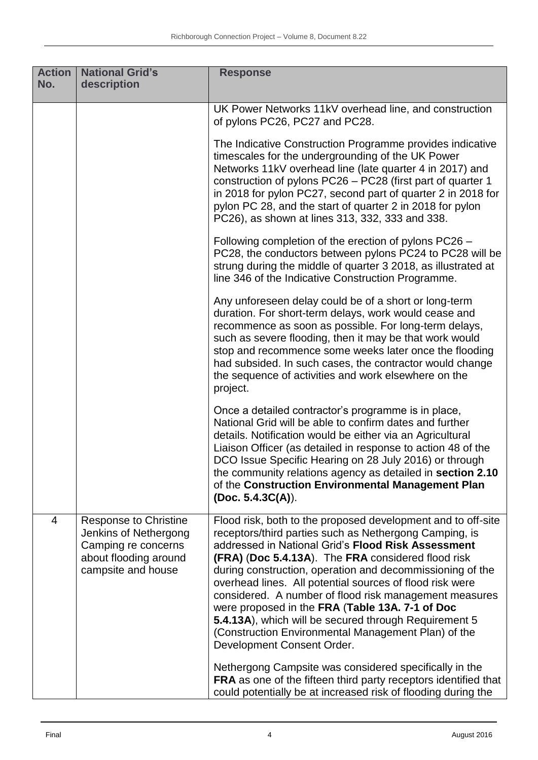| Action No. | National Grid's description | Response |
|---|---|---|
| | | UK Power Networks 11kV overhead line, and construction of pylons PC26, PC27 and PC28.<br><br>The Indicative Construction Programme provides indicative timescales for the undergrounding of the UK Power Networks 11kV overhead line (late quarter 4 in 2017) and construction of pylons PC26 – PC28 (first part of quarter 1 in 2018 for pylon PC27, second part of quarter 2 in 2018 for pylon PC 28, and the start of quarter 2 in 2018 for pylon PC26), as shown at lines 313, 332, 333 and 338.<br><br>Following completion of the erection of pylons PC26 – PC28, the conductors between pylons PC24 to PC28 will be strung during the middle of quarter 3 2018, as illustrated at line 346 of the Indicative Construction Programme.<br><br>Any unforeseen delay could be of a short or long-term duration. For short-term delays, work would cease and recommence as soon as possible. For long-term delays, such as severe flooding, then it may be that work would stop and recommence some weeks later once the flooding had subsided. In such cases, the contractor would change the sequence of activities and work elsewhere on the project.<br><br>Once a detailed contractor's programme is in place, National Grid will be able to confirm dates and further details. Notification would be either via an Agricultural Liaison Officer (as detailed in response to action 48 of the DCO Issue Specific Hearing on 28 July 2016) or through the community relations agency as detailed in **section 2.10** of the **Construction Environmental Management Plan (Doc. 5.4.3C(A))**. |
| 4 | Response to Christine Jenkins of Nethergong Camping re concerns about flooding around campsite and house | Flood risk, both to the proposed development and to off-site receptors/third parties such as Nethergong Camping, is addressed in National Grid's **Flood Risk Assessment (FRA)** (**Doc 5.4.13A**). The **FRA** considered flood risk during construction, operation and decommissioning of the overhead lines. All potential sources of flood risk were considered. A number of flood risk management measures were proposed in the **FRA** (**Table 13A. 7-1 of Doc 5.4.13A**), which will be secured through Requirement 5 (Construction Environmental Management Plan) of the Development Consent Order.<br><br>Nethergong Campsite was considered specifically in the **FRA** as one of the fifteen third party receptors identified that could potentially be at increased risk of flooding during the |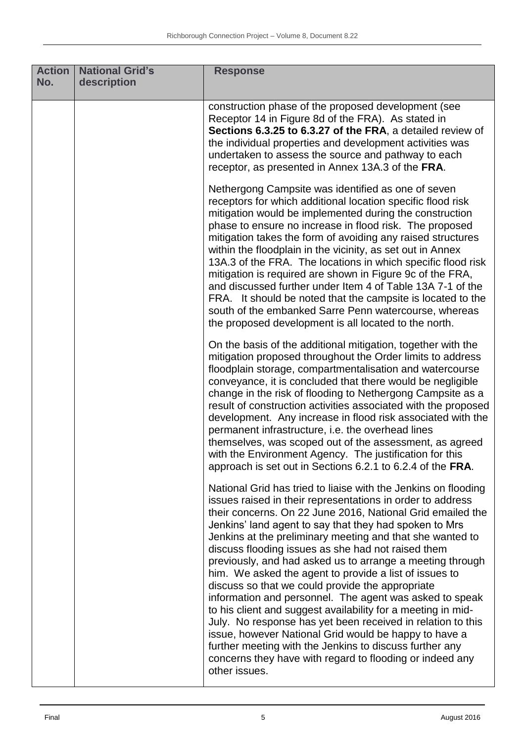| Action No. | National Grid's description | Response |
| --- | --- | --- |
| | | construction phase of the proposed development (see Receptor 14 in Figure 8d of the FRA). As stated in **Sections 6.3.25 to 6.3.27 of the FRA**, a detailed review of the individual properties and development activities was undertaken to assess the source and pathway to each receptor, as presented in Annex 13A.3 of the **FRA**.<br><br>Nethergong Campsite was identified as one of seven receptors for which additional location specific flood risk mitigation would be implemented during the construction phase to ensure no increase in flood risk. The proposed mitigation takes the form of avoiding any raised structures within the floodplain in the vicinity, as set out in Annex 13A.3 of the FRA. The locations in which specific flood risk mitigation is required are shown in Figure 9c of the FRA, and discussed further under Item 4 of Table 13A 7-1 of the FRA. It should be noted that the campsite is located to the south of the embanked Sarre Penn watercourse, whereas the proposed development is all located to the north.<br><br>On the basis of the additional mitigation, together with the mitigation proposed throughout the Order limits to address floodplain storage, compartmentalisation and watercourse conveyance, it is concluded that there would be negligible change in the risk of flooding to Nethergong Campsite as a result of construction activities associated with the proposed development. Any increase in flood risk associated with the permanent infrastructure, i.e. the overhead lines themselves, was scoped out of the assessment, as agreed with the Environment Agency. The justification for this approach is set out in Sections 6.2.1 to 6.2.4 of the **FRA**.<br><br>National Grid has tried to liaise with the Jenkins on flooding issues raised in their representations in order to address their concerns. On 22 June 2016, National Grid emailed the Jenkins' land agent to say that they had spoken to Mrs Jenkins at the preliminary meeting and that she wanted to discuss flooding issues as she had not raised them previously, and had asked us to arrange a meeting through him. We asked the agent to provide a list of issues to discuss so that we could provide the appropriate information and personnel. The agent was asked to speak to his client and suggest availability for a meeting in mid-July. No response has yet been received in relation to this issue, however National Grid would be happy to have a further meeting with the Jenkins to discuss further any concerns they have with regard to flooding or indeed any other issues. |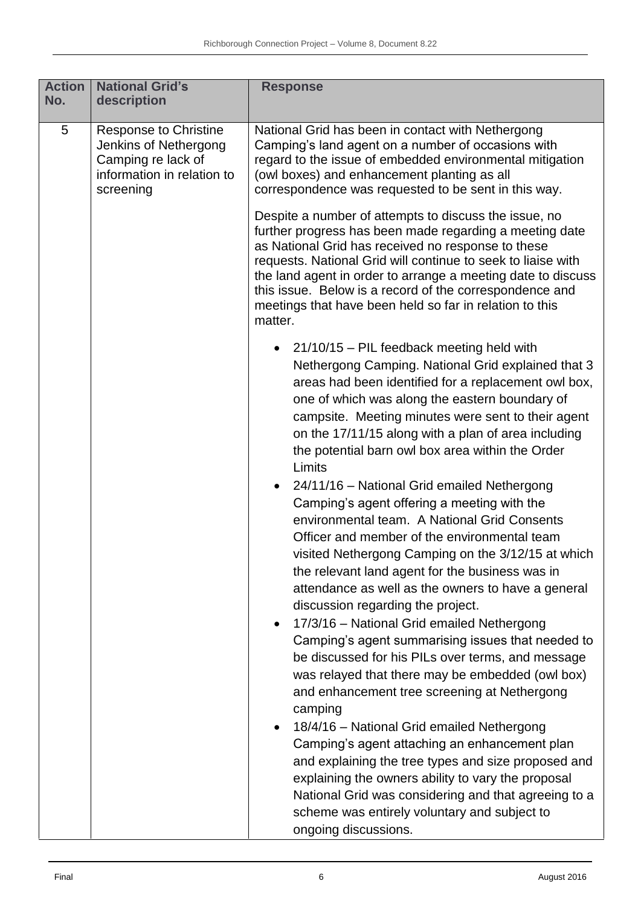| Action No. | National Grid's description | Response |
|---|---|---|
| 5 | Response to Christine Jenkins of Nethergong Camping re lack of information in relation to screening | National Grid has been in contact with Nethergong Camping's land agent on a number of occasions with regard to the issue of embedded environmental mitigation (owl boxes) and enhancement planting as all correspondence was requested to be sent in this way.<br><br>Despite a number of attempts to discuss the issue, no further progress has been made regarding a meeting date as National Grid has received no response to these requests. National Grid will continue to seek to liaise with the land agent in order to arrange a meeting date to discuss this issue. Below is a record of the correspondence and meetings that have been held so far in relation to this matter.<br><br>• 21/10/15 – PIL feedback meeting held with Nethergong Camping. National Grid explained that 3 areas had been identified for a replacement owl box, one of which was along the eastern boundary of campsite. Meeting minutes were sent to their agent on the 17/11/15 along with a plan of area including the potential barn owl box area within the Order Limits<br>• 24/11/16 – National Grid emailed Nethergong Camping's agent offering a meeting with the environmental team. A National Grid Consents Officer and member of the environmental team visited Nethergong Camping on the 3/12/15 at which the relevant land agent for the business was in attendance as well as the owners to have a general discussion regarding the project.<br>• 17/3/16 – National Grid emailed Nethergong Camping's agent summarising issues that needed to be discussed for his PILs over terms, and message was relayed that there may be embedded (owl box) and enhancement tree screening at Nethergong camping<br>• 18/4/16 – National Grid emailed Nethergong Camping's agent attaching an enhancement plan and explaining the tree types and size proposed and explaining the owners ability to vary the proposal National Grid was considering and that agreeing to a scheme was entirely voluntary and subject to ongoing discussions. |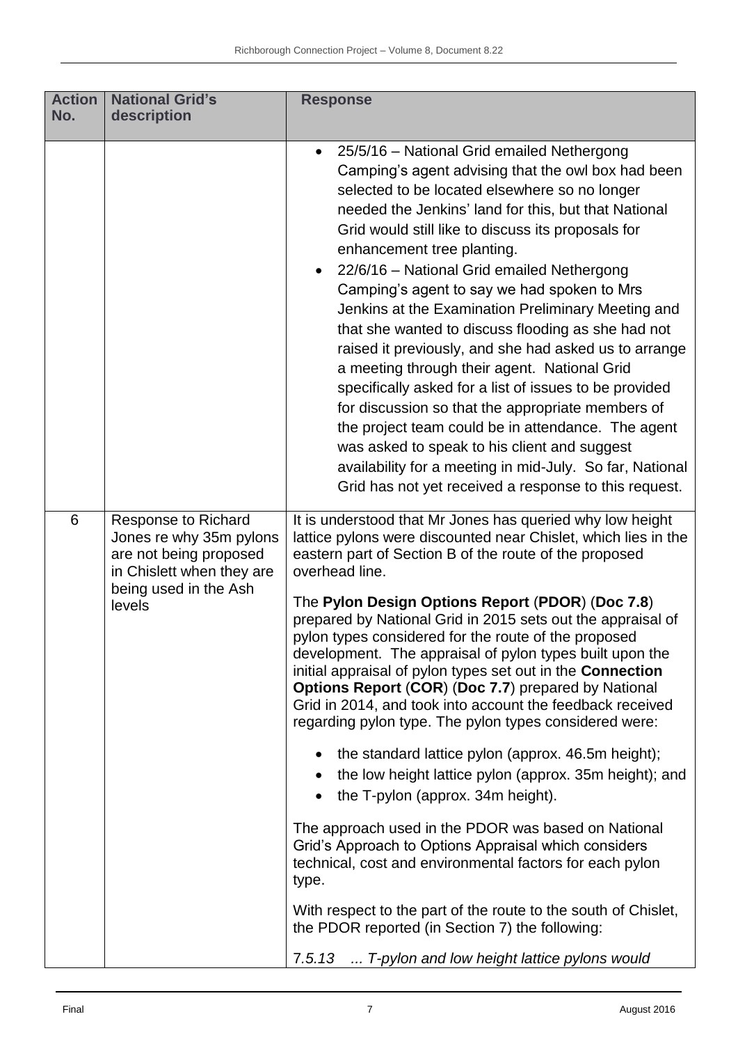| Action No. | National Grid's description | Response |
|---|---|---|
| | | • 25/5/16 – National Grid emailed Nethergong Camping's agent advising that the owl box had been selected to be located elsewhere so no longer needed the Jenkins' land for this, but that National Grid would still like to discuss its proposals for enhancement tree planting.<br>• 22/6/16 – National Grid emailed Nethergong Camping's agent to say we had spoken to Mrs Jenkins at the Examination Preliminary Meeting and that she wanted to discuss flooding as she had not raised it previously, and she had asked us to arrange a meeting through their agent. National Grid specifically asked for a list of issues to be provided for discussion so that the appropriate members of the project team could be in attendance. The agent was asked to speak to his client and suggest availability for a meeting in mid-July. So far, National Grid has not yet received a response to this request. |
| 6 | Response to Richard Jones re why 35m pylons are not being proposed in Chislett when they are being used in the Ash levels | It is understood that Mr Jones has queried why low height lattice pylons were discounted near Chislet, which lies in the eastern part of Section B of the route of the proposed overhead line.<br><br>The **Pylon Design Options Report** (**PDOR**) (**Doc 7.8**) prepared by National Grid in 2015 sets out the appraisal of pylon types considered for the route of the proposed development. The appraisal of pylon types built upon the initial appraisal of pylon types set out in the **Connection Options Report** (**COR**) (**Doc 7.7**) prepared by National Grid in 2014, and took into account the feedback received regarding pylon type. The pylon types considered were:<br><br>• the standard lattice pylon (approx. 46.5m height);<br>• the low height lattice pylon (approx. 35m height); and<br>• the T-pylon (approx. 34m height).<br><br>The approach used in the PDOR was based on National Grid's Approach to Options Appraisal which considers technical, cost and environmental factors for each pylon type.<br><br>With respect to the part of the route to the south of Chislet, the PDOR reported (in Section 7) the following:<br><br>*7.5.13 ... T-pylon and low height lattice pylons would* |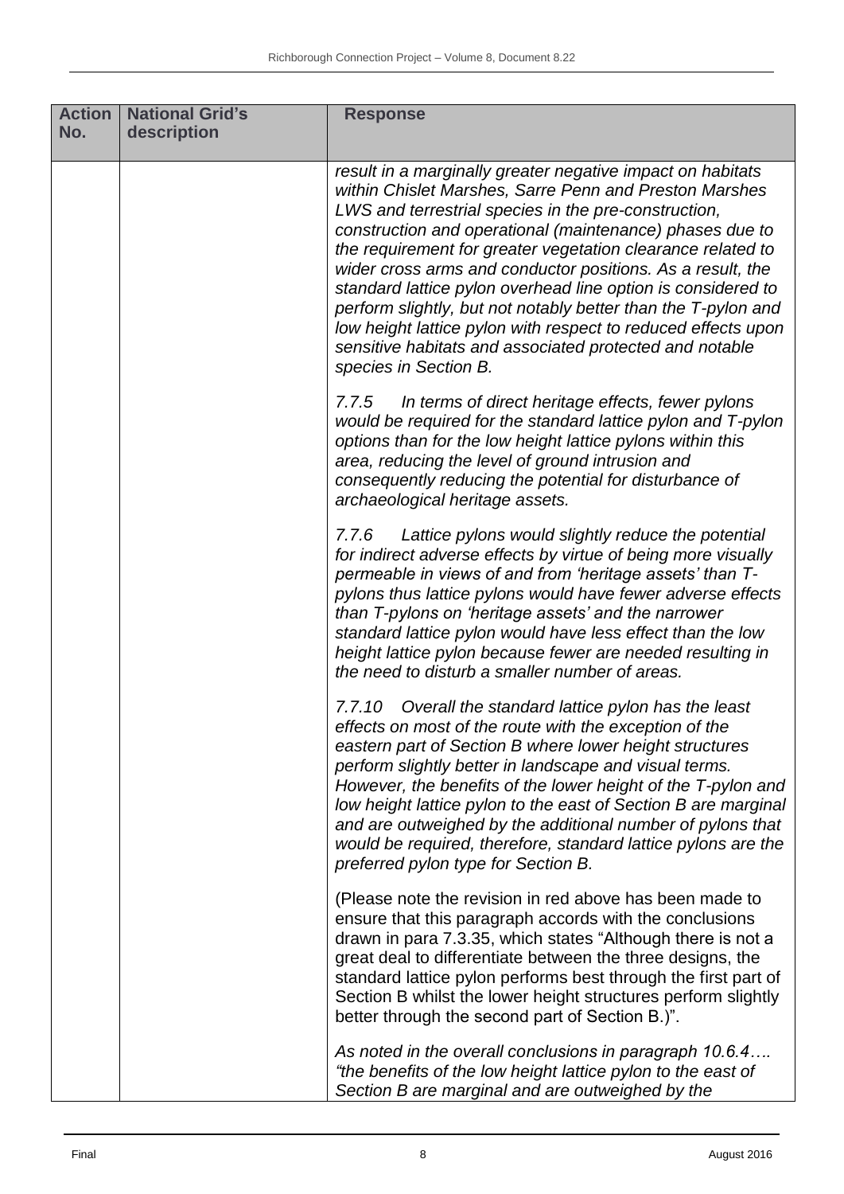| Action No. | National Grid's description | Response |
| --- | --- | --- |
| | | *result in a marginally greater negative impact on habitats within Chislet Marshes, Sarre Penn and Preston Marshes LWS and terrestrial species in the pre-construction, construction and operational (maintenance) phases due to the requirement for greater vegetation clearance related to wider cross arms and conductor positions. As a result, the standard lattice pylon overhead line option is considered to perform slightly, but not notably better than the T-pylon and low height lattice pylon with respect to reduced effects upon sensitive habitats and associated protected and notable species in Section B.*<br><br>*7.7.5 In terms of direct heritage effects, fewer pylons would be required for the standard lattice pylon and T-pylon options than for the low height lattice pylons within this area, reducing the level of ground intrusion and consequently reducing the potential for disturbance of archaeological heritage assets.*<br><br>*7.7.6 Lattice pylons would slightly reduce the potential for indirect adverse effects by virtue of being more visually permeable in views of and from 'heritage assets' than T-pylons thus lattice pylons would have fewer adverse effects than T-pylons on 'heritage assets' and the narrower standard lattice pylon would have less effect than the low height lattice pylon because fewer are needed resulting in the need to disturb a smaller number of areas.*<br><br>*7.7.10 Overall the standard lattice pylon has the least effects on most of the route with the exception of the eastern part of Section B where lower height structures perform slightly better in landscape and visual terms. However, the benefits of the lower height of the T-pylon and low height lattice pylon to the east of Section B are marginal and are outweighed by the additional number of pylons that would be required, therefore, standard lattice pylons are the preferred pylon type for Section B.*<br><br>(Please note the revision in red above has been made to ensure that this paragraph accords with the conclusions drawn in para 7.3.35, which states "Although there is not a great deal to differentiate between the three designs, the standard lattice pylon performs best through the first part of Section B whilst the lower height structures perform slightly better through the second part of Section B.)".<br><br>*As noted in the overall conclusions in paragraph 10.6.4…. "the benefits of the low height lattice pylon to the east of Section B are marginal and are outweighed by the* |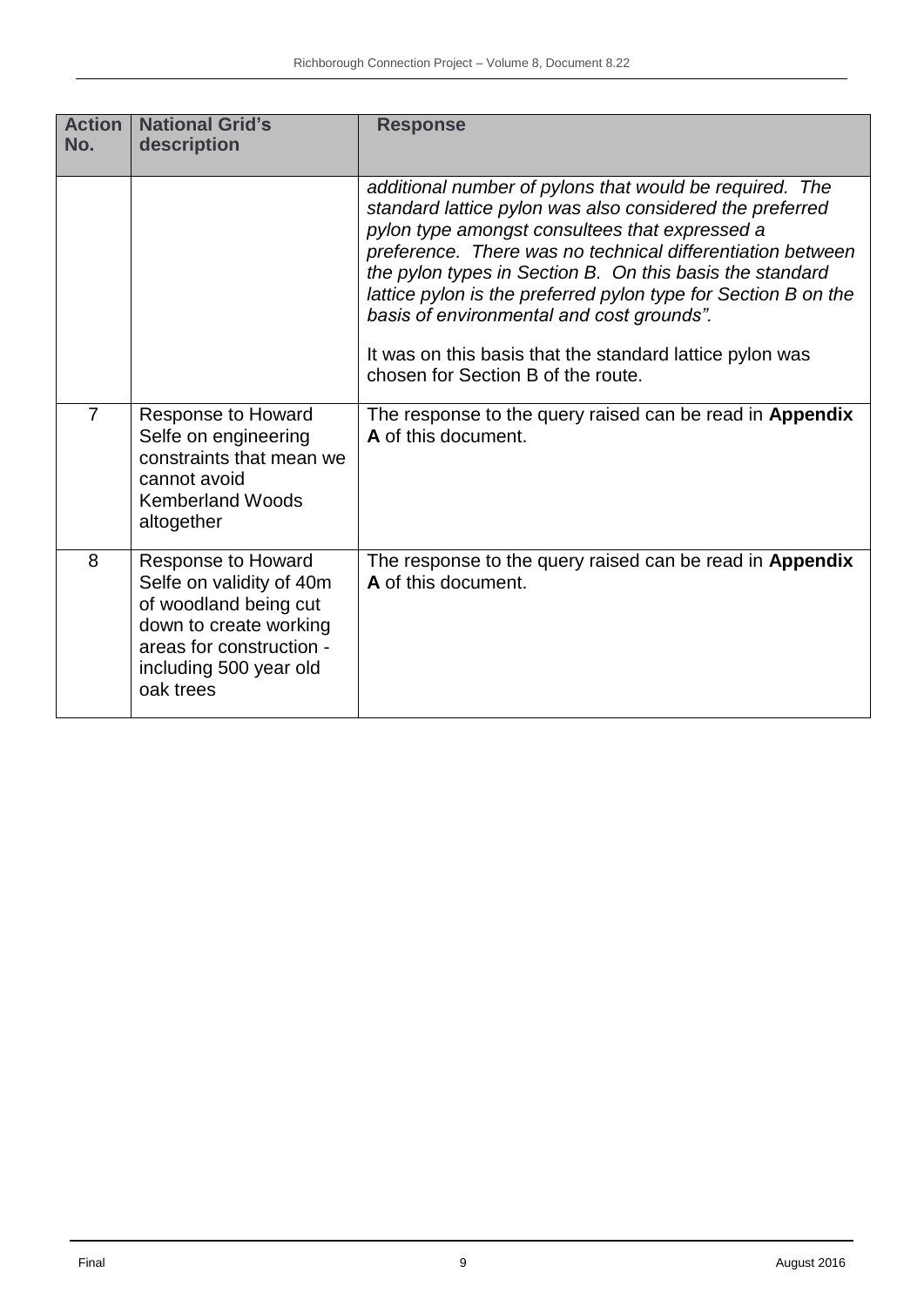| Action No. | National Grid's description | Response |
|---|---|---|
| | | *additional number of pylons that would be required. The standard lattice pylon was also considered the preferred pylon type amongst consultees that expressed a preference. There was no technical differentiation between the pylon types in Section B. On this basis the standard lattice pylon is the preferred pylon type for Section B on the basis of environmental and cost grounds".*<br><br>It was on this basis that the standard lattice pylon was chosen for Section B of the route. |
| 7 | Response to Howard Selfe on engineering constraints that mean we cannot avoid Kemberland Woods altogether | The response to the query raised can be read in **Appendix A** of this document. |
| 8 | Response to Howard Selfe on validity of 40m of woodland being cut down to create working areas for construction - including 500 year old oak trees | The response to the query raised can be read in **Appendix A** of this document. |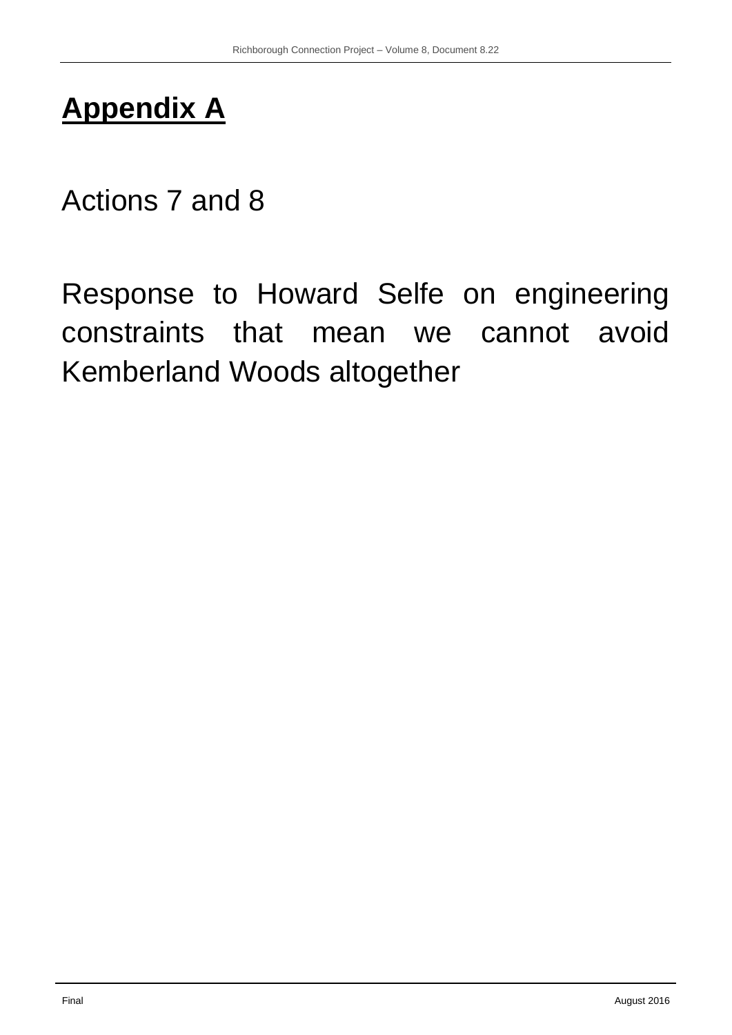# Appendix A

Actions 7 and 8

Response to Howard Selfe on engineering constraints that mean we cannot avoid Kemberland Woods altogether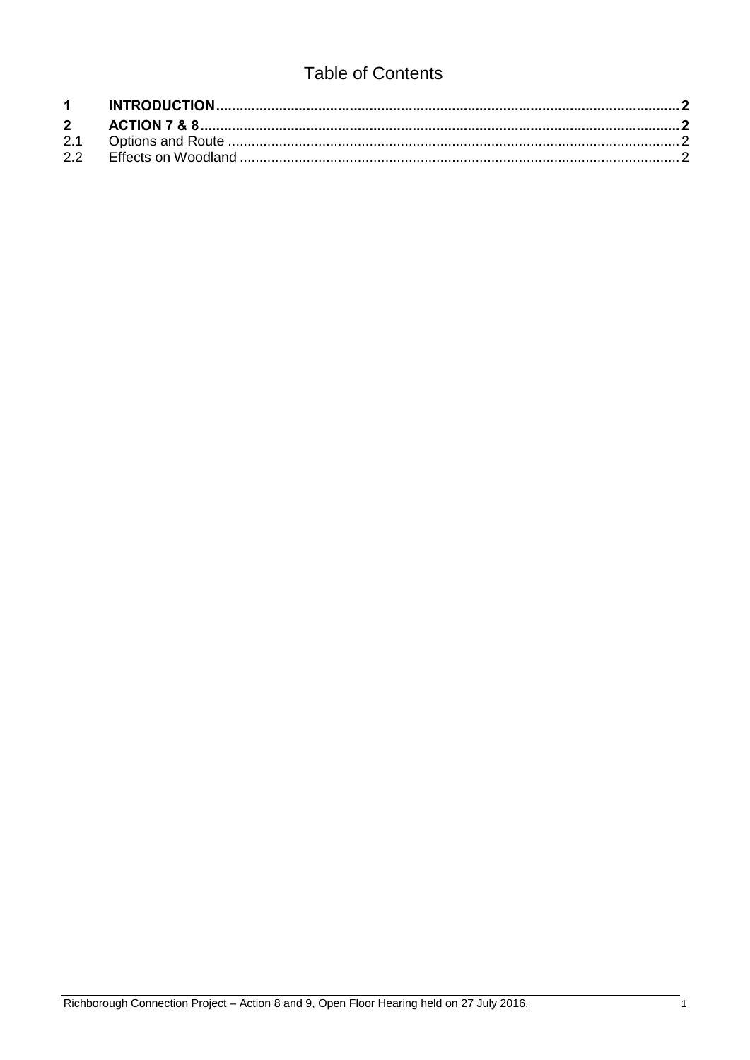# Table of Contents

| | | |
|---|---|---|
| **1** | **INTRODUCTION** | **2** |
| **2** | **ACTION 7 & 8** | **2** |
| 2.1 | Options and Route | 2 |
| 2.2 | Effects on Woodland | 2 |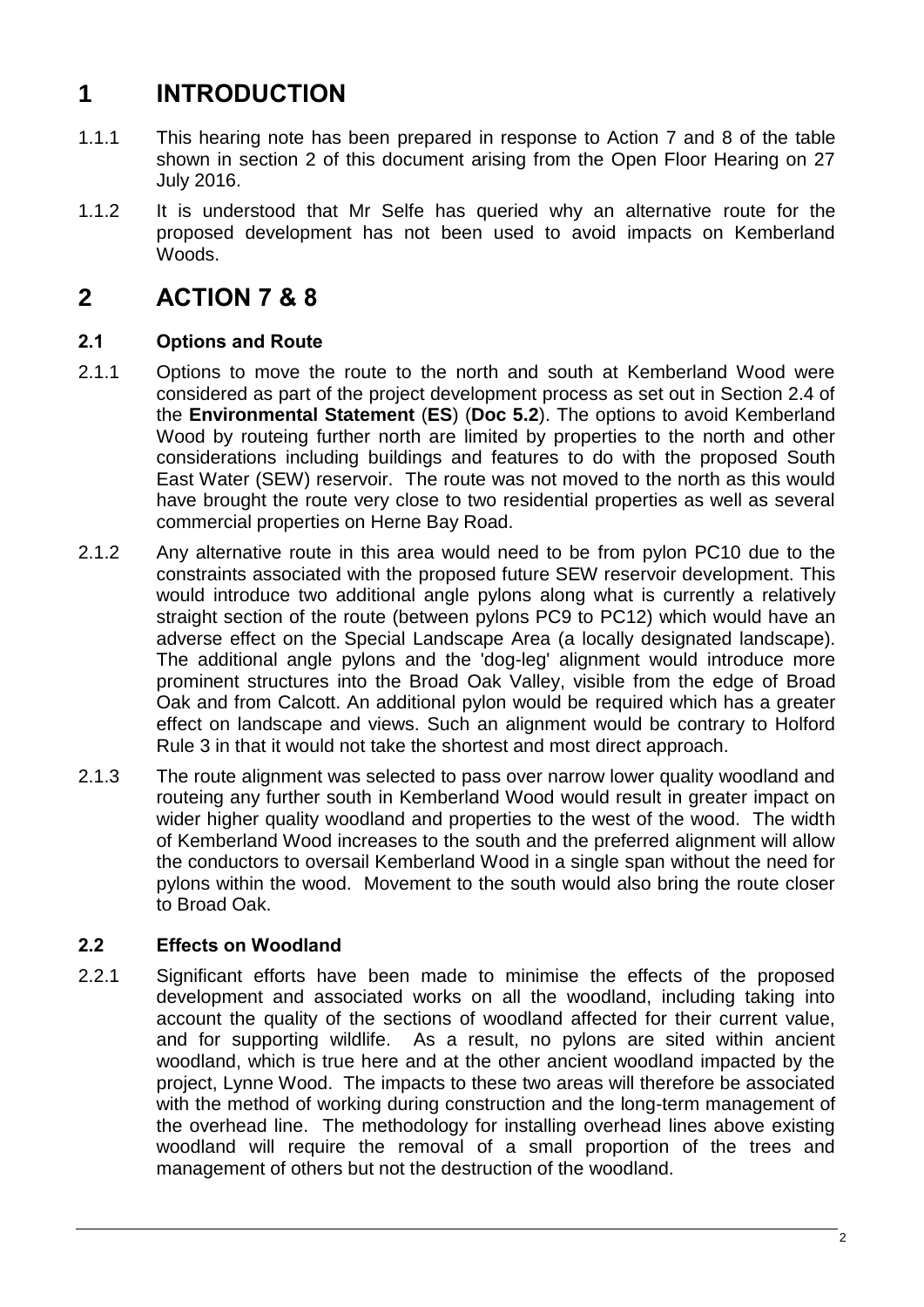# 1 INTRODUCTION

1.1.1 This hearing note has been prepared in response to Action 7 and 8 of the table shown in section 2 of this document arising from the Open Floor Hearing on 27 July 2016.

1.1.2 It is understood that Mr Selfe has queried why an alternative route for the proposed development has not been used to avoid impacts on Kemberland Woods.

# 2 ACTION 7 & 8

## 2.1 Options and Route

2.1.1 Options to move the route to the north and south at Kemberland Wood were considered as part of the project development process as set out in Section 2.4 of the **Environmental Statement** (**ES**) (**Doc 5.2**). The options to avoid Kemberland Wood by routeing further north are limited by properties to the north and other considerations including buildings and features to do with the proposed South East Water (SEW) reservoir. The route was not moved to the north as this would have brought the route very close to two residential properties as well as several commercial properties on Herne Bay Road.

2.1.2 Any alternative route in this area would need to be from pylon PC10 due to the constraints associated with the proposed future SEW reservoir development. This would introduce two additional angle pylons along what is currently a relatively straight section of the route (between pylons PC9 to PC12) which would have an adverse effect on the Special Landscape Area (a locally designated landscape). The additional angle pylons and the 'dog-leg' alignment would introduce more prominent structures into the Broad Oak Valley, visible from the edge of Broad Oak and from Calcott. An additional pylon would be required which has a greater effect on landscape and views. Such an alignment would be contrary to Holford Rule 3 in that it would not take the shortest and most direct approach.

2.1.3 The route alignment was selected to pass over narrow lower quality woodland and routeing any further south in Kemberland Wood would result in greater impact on wider higher quality woodland and properties to the west of the wood. The width of Kemberland Wood increases to the south and the preferred alignment will allow the conductors to oversail Kemberland Wood in a single span without the need for pylons within the wood. Movement to the south would also bring the route closer to Broad Oak.

## 2.2 Effects on Woodland

2.2.1 Significant efforts have been made to minimise the effects of the proposed development and associated works on all the woodland, including taking into account the quality of the sections of woodland affected for their current value, and for supporting wildlife. As a result, no pylons are sited within ancient woodland, which is true here and at the other ancient woodland impacted by the project, Lynne Wood. The impacts to these two areas will therefore be associated with the method of working during construction and the long-term management of the overhead line. The methodology for installing overhead lines above existing woodland will require the removal of a small proportion of the trees and management of others but not the destruction of the woodland.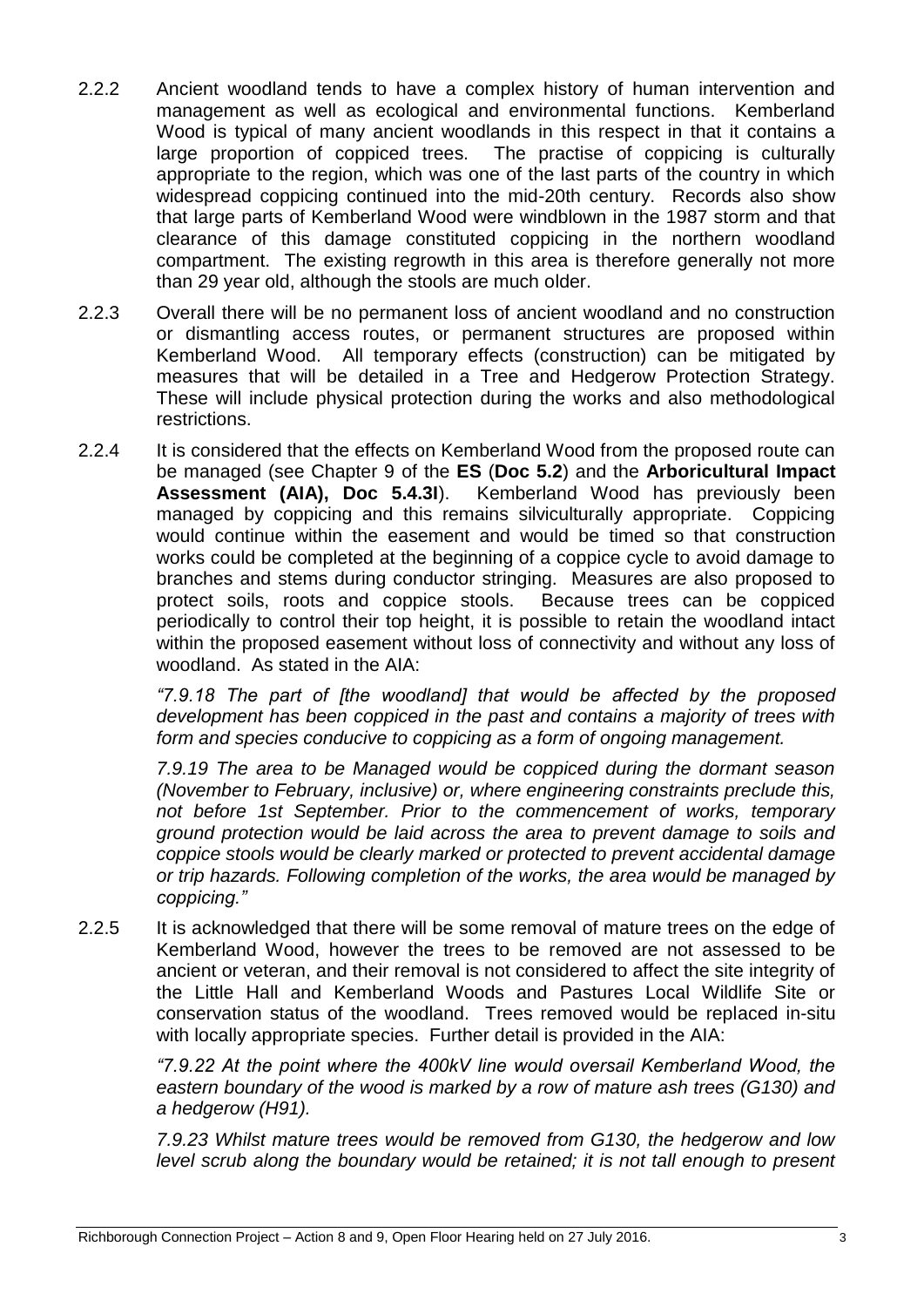2.2.2 Ancient woodland tends to have a complex history of human intervention and management as well as ecological and environmental functions. Kemberland Wood is typical of many ancient woodlands in this respect in that it contains a large proportion of coppiced trees. The practise of coppicing is culturally appropriate to the region, which was one of the last parts of the country in which widespread coppicing continued into the mid-20th century. Records also show that large parts of Kemberland Wood were windblown in the 1987 storm and that clearance of this damage constituted coppicing in the northern woodland compartment. The existing regrowth in this area is therefore generally not more than 29 year old, although the stools are much older.

2.2.3 Overall there will be no permanent loss of ancient woodland and no construction or dismantling access routes, or permanent structures are proposed within Kemberland Wood. All temporary effects (construction) can be mitigated by measures that will be detailed in a Tree and Hedgerow Protection Strategy. These will include physical protection during the works and also methodological restrictions.

2.2.4 It is considered that the effects on Kemberland Wood from the proposed route can be managed (see Chapter 9 of the **ES** (**Doc 5.2**) and the **Arboricultural Impact Assessment (AIA), Doc 5.4.3I**). Kemberland Wood has previously been managed by coppicing and this remains silviculturally appropriate. Coppicing would continue within the easement and would be timed so that construction works could be completed at the beginning of a coppice cycle to avoid damage to branches and stems during conductor stringing. Measures are also proposed to protect soils, roots and coppice stools. Because trees can be coppiced periodically to control their top height, it is possible to retain the woodland intact within the proposed easement without loss of connectivity and without any loss of woodland. As stated in the AIA:

> *"7.9.18 The part of [the woodland] that would be affected by the proposed development has been coppiced in the past and contains a majority of trees with form and species conducive to coppicing as a form of ongoing management.*
>
> *7.9.19 The area to be Managed would be coppiced during the dormant season (November to February, inclusive) or, where engineering constraints preclude this, not before 1st September. Prior to the commencement of works, temporary ground protection would be laid across the area to prevent damage to soils and coppice stools would be clearly marked or protected to prevent accidental damage or trip hazards. Following completion of the works, the area would be managed by coppicing."*

2.2.5 It is acknowledged that there will be some removal of mature trees on the edge of Kemberland Wood, however the trees to be removed are not assessed to be ancient or veteran, and their removal is not considered to affect the site integrity of the Little Hall and Kemberland Woods and Pastures Local Wildlife Site or conservation status of the woodland. Trees removed would be replaced in-situ with locally appropriate species. Further detail is provided in the AIA:

> *"7.9.22 At the point where the 400kV line would oversail Kemberland Wood, the eastern boundary of the wood is marked by a row of mature ash trees (G130) and a hedgerow (H91).*
>
> *7.9.23 Whilst mature trees would be removed from G130, the hedgerow and low level scrub along the boundary would be retained; it is not tall enough to present*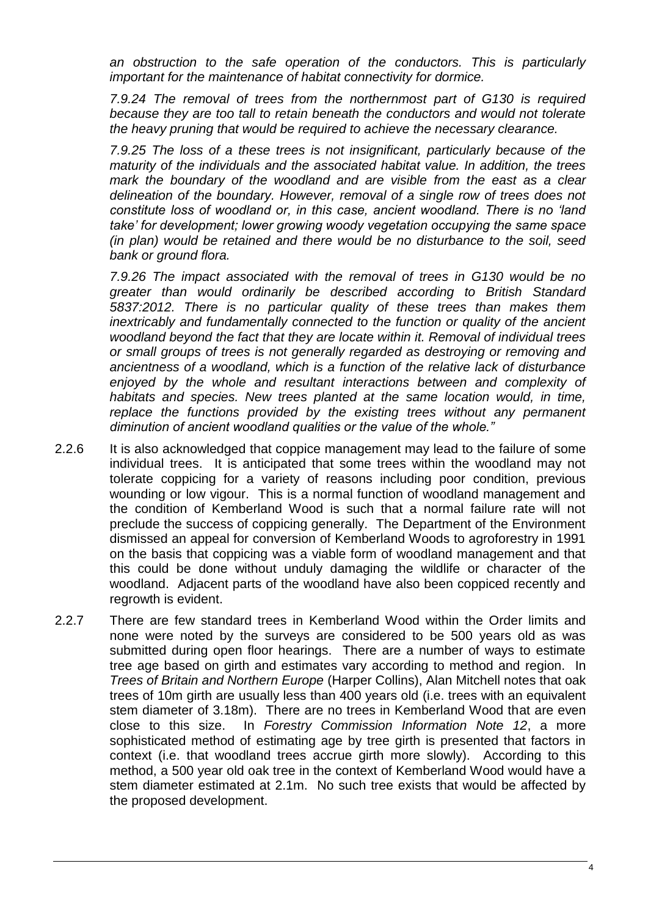*an obstruction to the safe operation of the conductors. This is particularly important for the maintenance of habitat connectivity for dormice.*

*7.9.24 The removal of trees from the northernmost part of G130 is required because they are too tall to retain beneath the conductors and would not tolerate the heavy pruning that would be required to achieve the necessary clearance.*

*7.9.25 The loss of a these trees is not insignificant, particularly because of the maturity of the individuals and the associated habitat value. In addition, the trees mark the boundary of the woodland and are visible from the east as a clear delineation of the boundary. However, removal of a single row of trees does not constitute loss of woodland or, in this case, ancient woodland. There is no 'land take' for development; lower growing woody vegetation occupying the same space (in plan) would be retained and there would be no disturbance to the soil, seed bank or ground flora.*

*7.9.26 The impact associated with the removal of trees in G130 would be no greater than would ordinarily be described according to British Standard 5837:2012. There is no particular quality of these trees than makes them inextricably and fundamentally connected to the function or quality of the ancient woodland beyond the fact that they are locate within it. Removal of individual trees or small groups of trees is not generally regarded as destroying or removing and ancientness of a woodland, which is a function of the relative lack of disturbance enjoyed by the whole and resultant interactions between and complexity of habitats and species. New trees planted at the same location would, in time, replace the functions provided by the existing trees without any permanent diminution of ancient woodland qualities or the value of the whole."*

2.2.6 It is also acknowledged that coppice management may lead to the failure of some individual trees. It is anticipated that some trees within the woodland may not tolerate coppicing for a variety of reasons including poor condition, previous wounding or low vigour. This is a normal function of woodland management and the condition of Kemberland Wood is such that a normal failure rate will not preclude the success of coppicing generally. The Department of the Environment dismissed an appeal for conversion of Kemberland Woods to agroforestry in 1991 on the basis that coppicing was a viable form of woodland management and that this could be done without unduly damaging the wildlife or character of the woodland. Adjacent parts of the woodland have also been coppiced recently and regrowth is evident.

2.2.7 There are few standard trees in Kemberland Wood within the Order limits and none were noted by the surveys are considered to be 500 years old as was submitted during open floor hearings. There are a number of ways to estimate tree age based on girth and estimates vary according to method and region. In *Trees of Britain and Northern Europe* (Harper Collins), Alan Mitchell notes that oak trees of 10m girth are usually less than 400 years old (i.e. trees with an equivalent stem diameter of 3.18m). There are no trees in Kemberland Wood that are even close to this size. In *Forestry Commission Information Note 12*, a more sophisticated method of estimating age by tree girth is presented that factors in context (i.e. that woodland trees accrue girth more slowly). According to this method, a 500 year old oak tree in the context of Kemberland Wood would have a stem diameter estimated at 2.1m. No such tree exists that would be affected by the proposed development.